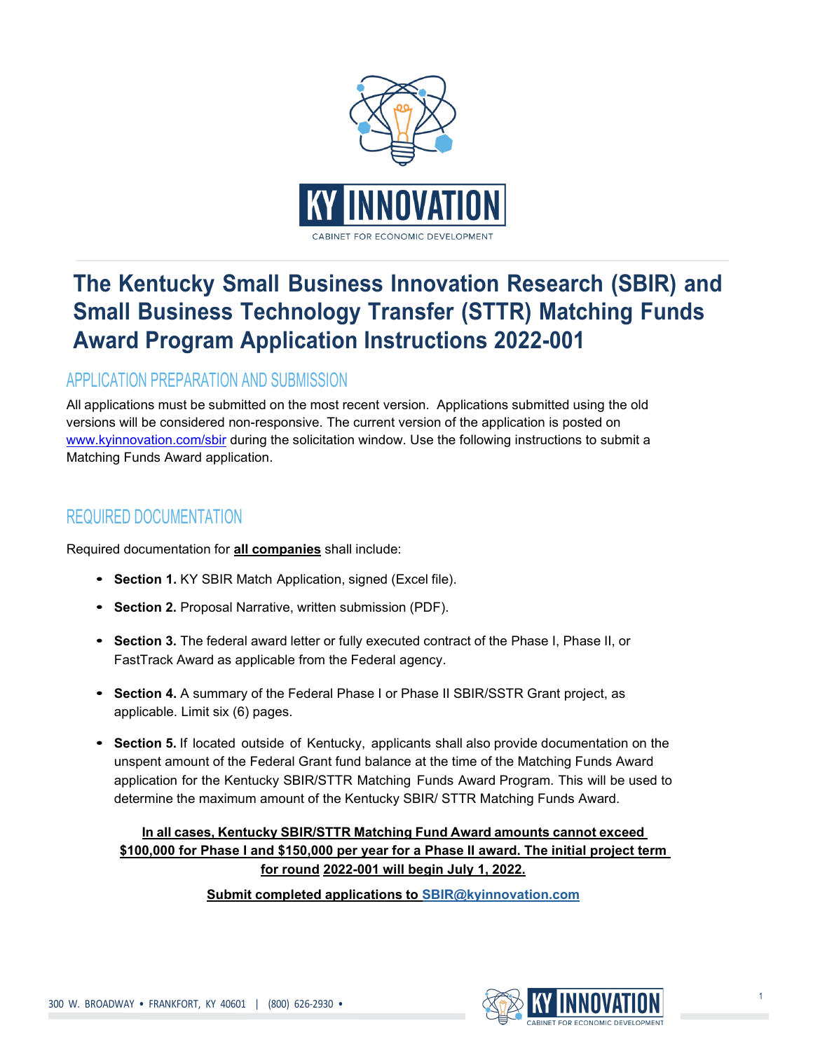# The Kentucky Small Business Innovation Research (SBIR) and Small Business Technology Transfer (STTR) Matching Funds Award Program Application Instructions 2022-001

## APPLICATION PREPARATION AND SUBMISSION

All applications must be submitted on the most recent version. Applications submitted using the old versions will be considered non-responsive. The current version of the application is posted on [www.kyinnovation.com/sbir](http://www.kyinnovation.com/sbir) during the solicitation window. Use the following instructions to submit a Matching Funds Award application.

## REQUIRED DOCUMENTATION

Required documentation for **all companies** shall include:

- **Section 1.** KY SBIR Match Application, signed (Excel file).
- **Section 2.** Proposal Narrative, written submission (PDF).
- **Section 3.** The federal award letter or fully executed contract of the Phase I, Phase II, or FastTrack Award as applicable from the Federal agency.
- **Section 4.** A summary of the Federal Phase I or Phase II SBIR/SSTR Grant project, as applicable. Limit six (6) pages.
- **Section 5.** If located outside of Kentucky, applicants shall also provide documentation on the unspent amount of the Federal Grant fund balance at the time of the Matching Funds Award application for the Kentucky SBIR/STTR Matching Funds Award Program. This will be used to determine the maximum amount of the Kentucky SBIR/ STTR Matching Funds Award.

**In all cases, Kentucky SBIR/STTR Matching Fund Award amounts cannot exceed $100,000 for Phase I and $150,000 per year for a Phase II award. The initial project term for round 2022-001 will begin July 1, 2022.**

**Submit completed applications to SBIR@kyinnovation.com**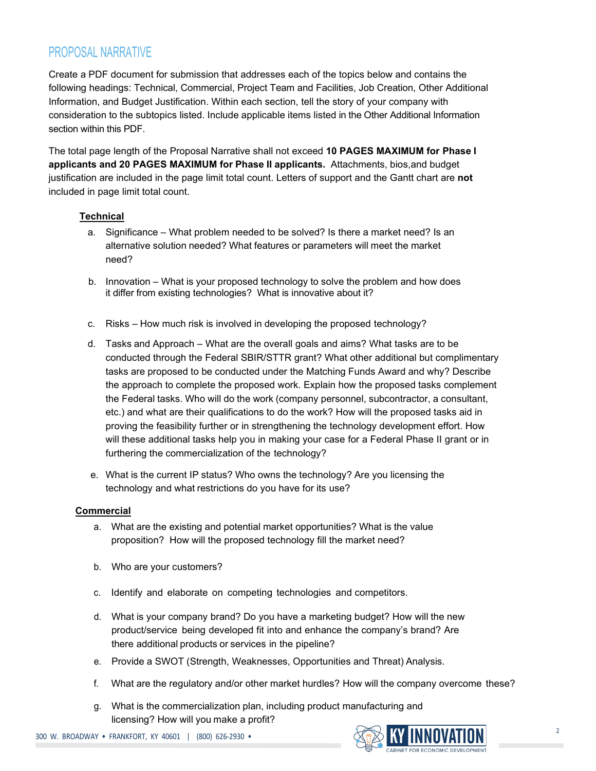## PROPOSAL NARRATIVE

Create a PDF document for submission that addresses each of the topics below and contains the following headings: Technical, Commercial, Project Team and Facilities, Job Creation, Other Additional Information, and Budget Justification. Within each section, tell the story of your company with consideration to the subtopics listed. Include applicable items listed in the Other Additional Information section within this PDF.

The total page length of the Proposal Narrative shall not exceed **10 PAGES MAXIMUM for Phase I applicants and 20 PAGES MAXIMUM for Phase II applicants.** Attachments, bios,and budget justification are included in the page limit total count. Letters of support and the Gantt chart are **not** included in page limit total count.

### Technical

a. Significance – What problem needed to be solved? Is there a market need? Is an alternative solution needed? What features or parameters will meet the market need?

b. Innovation – What is your proposed technology to solve the problem and how does it differ from existing technologies? What is innovative about it?

c. Risks – How much risk is involved in developing the proposed technology?

d. Tasks and Approach – What are the overall goals and aims? What tasks are to be conducted through the Federal SBIR/STTR grant? What other additional but complimentary tasks are proposed to be conducted under the Matching Funds Award and why? Describe the approach to complete the proposed work. Explain how the proposed tasks complement the Federal tasks. Who will do the work (company personnel, subcontractor, a consultant, etc.) and what are their qualifications to do the work? How will the proposed tasks aid in proving the feasibility further or in strengthening the technology development effort. How will these additional tasks help you in making your case for a Federal Phase II grant or in furthering the commercialization of the technology?

e. What is the current IP status? Who owns the technology? Are you licensing the technology and what restrictions do you have for its use?

### Commercial

a. What are the existing and potential market opportunities? What is the value proposition? How will the proposed technology fill the market need?

b. Who are your customers?

c. Identify and elaborate on competing technologies and competitors.

d. What is your company brand? Do you have a marketing budget? How will the new product/service being developed fit into and enhance the company's brand? Are there additional products or services in the pipeline?

e. Provide a SWOT (Strength, Weaknesses, Opportunities and Threat) Analysis.

f. What are the regulatory and/or other market hurdles? How will the company overcome these?

g. What is the commercialization plan, including product manufacturing and licensing? How will you make a profit?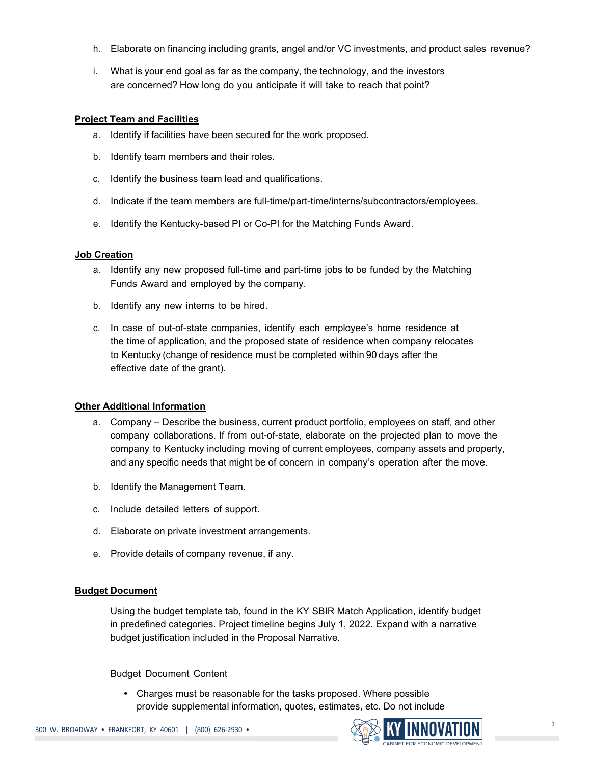h. Elaborate on financing including grants, angel and/or VC investments, and product sales revenue?

i. What is your end goal as far as the company, the technology, and the investors are concerned? How long do you anticipate it will take to reach that point?

**Project Team and Facilities**

a. Identify if facilities have been secured for the work proposed.

b. Identify team members and their roles.

c. Identify the business team lead and qualifications.

d. Indicate if the team members are full-time/part-time/interns/subcontractors/employees.

e. Identify the Kentucky-based PI or Co-PI for the Matching Funds Award.

**Job Creation**

a. Identify any new proposed full-time and part-time jobs to be funded by the Matching Funds Award and employed by the company.

b. Identify any new interns to be hired.

c. In case of out-of-state companies, identify each employee's home residence at the time of application, and the proposed state of residence when company relocates to Kentucky (change of residence must be completed within 90 days after the effective date of the grant).

**Other Additional Information**

a. Company – Describe the business, current product portfolio, employees on staff, and other company collaborations. If from out-of-state, elaborate on the projected plan to move the company to Kentucky including moving of current employees, company assets and property, and any specific needs that might be of concern in company's operation after the move.

b. Identify the Management Team.

c. Include detailed letters of support.

d. Elaborate on private investment arrangements.

e. Provide details of company revenue, if any.

**Budget Document**

Using the budget template tab, found in the KY SBIR Match Application, identify budget in predefined categories. Project timeline begins July 1, 2022. Expand with a narrative budget justification included in the Proposal Narrative.

Budget Document Content

- Charges must be reasonable for the tasks proposed. Where possible provide supplemental information, quotes, estimates, etc. Do not include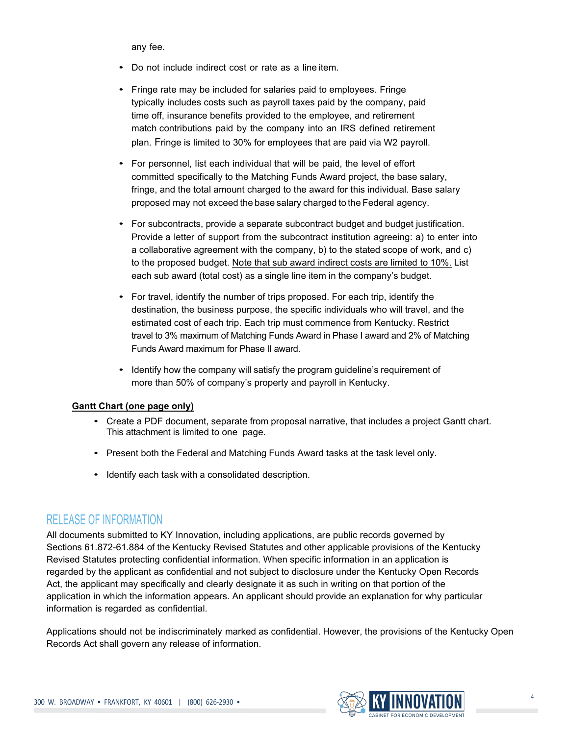any fee.

- Do not include indirect cost or rate as a line item.

- Fringe rate may be included for salaries paid to employees. Fringe typically includes costs such as payroll taxes paid by the company, paid time off, insurance benefits provided to the employee, and retirement match contributions paid by the company into an IRS defined retirement plan. Fringe is limited to 30% for employees that are paid via W2 payroll.

- For personnel, list each individual that will be paid, the level of effort committed specifically to the Matching Funds Award project, the base salary, fringe, and the total amount charged to the award for this individual. Base salary proposed may not exceed the base salary charged to the Federal agency.

- For subcontracts, provide a separate subcontract budget and budget justification. Provide a letter of support from the subcontract institution agreeing: a) to enter into a collaborative agreement with the company, b) to the stated scope of work, and c) to the proposed budget. <u>Note that sub award indirect costs are limited to 10%.</u> List each sub award (total cost) as a single line item in the company's budget.

- For travel, identify the number of trips proposed. For each trip, identify the destination, the business purpose, the specific individuals who will travel, and the estimated cost of each trip. Each trip must commence from Kentucky. Restrict travel to 3% maximum of Matching Funds Award in Phase I award and 2% of Matching Funds Award maximum for Phase II award.

- Identify how the company will satisfy the program guideline's requirement of more than 50% of company's property and payroll in Kentucky.

**<u>Gantt Chart (one page only)</u>**

- Create a PDF document, separate from proposal narrative, that includes a project Gantt chart. This attachment is limited to one page.

- Present both the Federal and Matching Funds Award tasks at the task level only.

- Identify each task with a consolidated description.

## RELEASE OF INFORMATION

All documents submitted to KY Innovation, including applications, are public records governed by Sections 61.872-61.884 of the Kentucky Revised Statutes and other applicable provisions of the Kentucky Revised Statutes protecting confidential information. When specific information in an application is regarded by the applicant as confidential and not subject to disclosure under the Kentucky Open Records Act, the applicant may specifically and clearly designate it as such in writing on that portion of the application in which the information appears. An applicant should provide an explanation for why particular information is regarded as confidential.

Applications should not be indiscriminately marked as confidential. However, the provisions of the Kentucky Open Records Act shall govern any release of information.